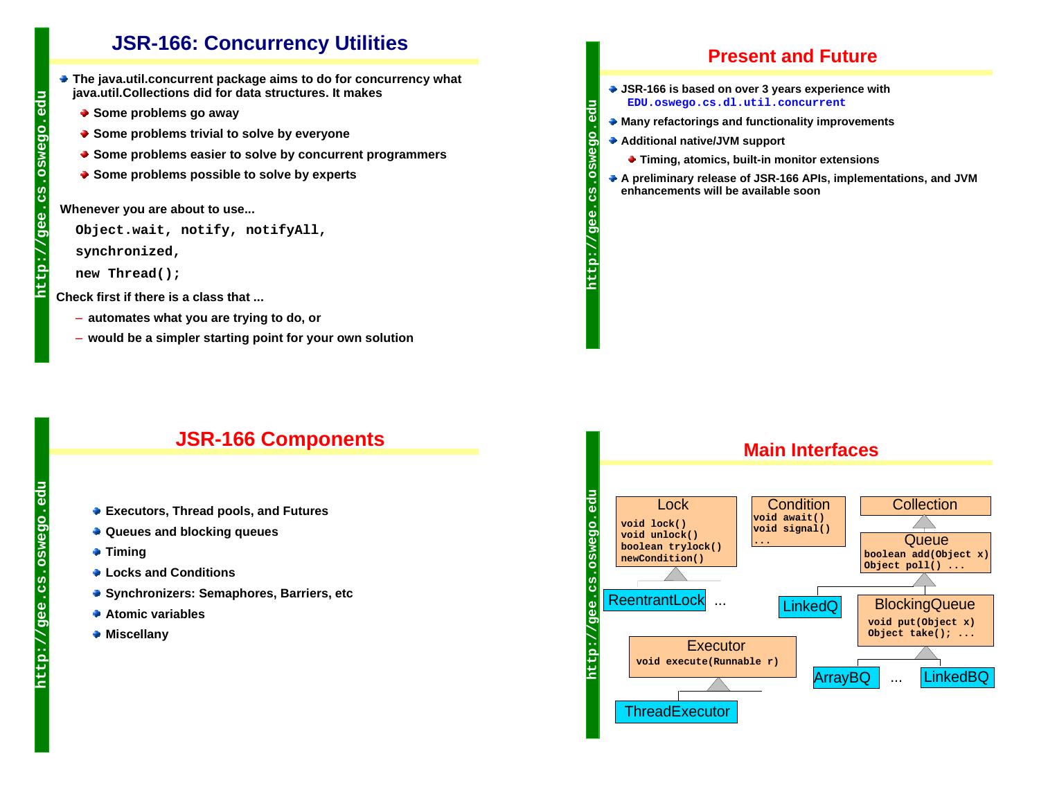# JSR-166: Concurrency Utilities

- The java.util.concurrent package aims to do for concurrency what java.util.Collections did for data structures. It makes
  - Some problems go away
  - Some problems trivial to solve by everyone
  - Some problems easier to solve by concurrent programmers
  - Some problems possible to solve by experts

Whenever you are about to use...

```
Object.wait, notify, notifyAll,
synchronized,
new Thread();
```

Check first if there is a class that ...

- automates what you are trying to do, or
- would be a simpler starting point for your own solution

# Present and Future

- JSR-166 is based on over 3 years experience with `EDU.oswego.cs.dl.util.concurrent`
- Many refactorings and functionality improvements
- Additional native/JVM support
  - Timing, atomics, built-in monitor extensions
- A preliminary release of JSR-166 APIs, implementations, and JVM enhancements will be available soon

# JSR-166 Components

- Executors, Thread pools, and Futures
- Queues and blocking queues
- Timing
- Locks and Conditions
- Synchronizers: Semaphores, Barriers, etc
- Atomic variables
- Miscellany

# Main Interfaces

**Lock**
```
void lock()
void unlock()
boolean trylock()
newCondition()
```
Implemented by: ReentrantLock ...

**Condition**
```
void await()
void signal()
...
```

**Collection**

**Queue** (extends Collection)
```
boolean add(Object x)
Object poll() ...
```
Implemented by: LinkedQ

**BlockingQueue** (extends Queue)
```
void put(Object x)
Object take(); ...
```
Implemented by: ArrayBQ ... LinkedBQ

**Executor**
```
void execute(Runnable r)
```
Implemented by: ThreadExecutor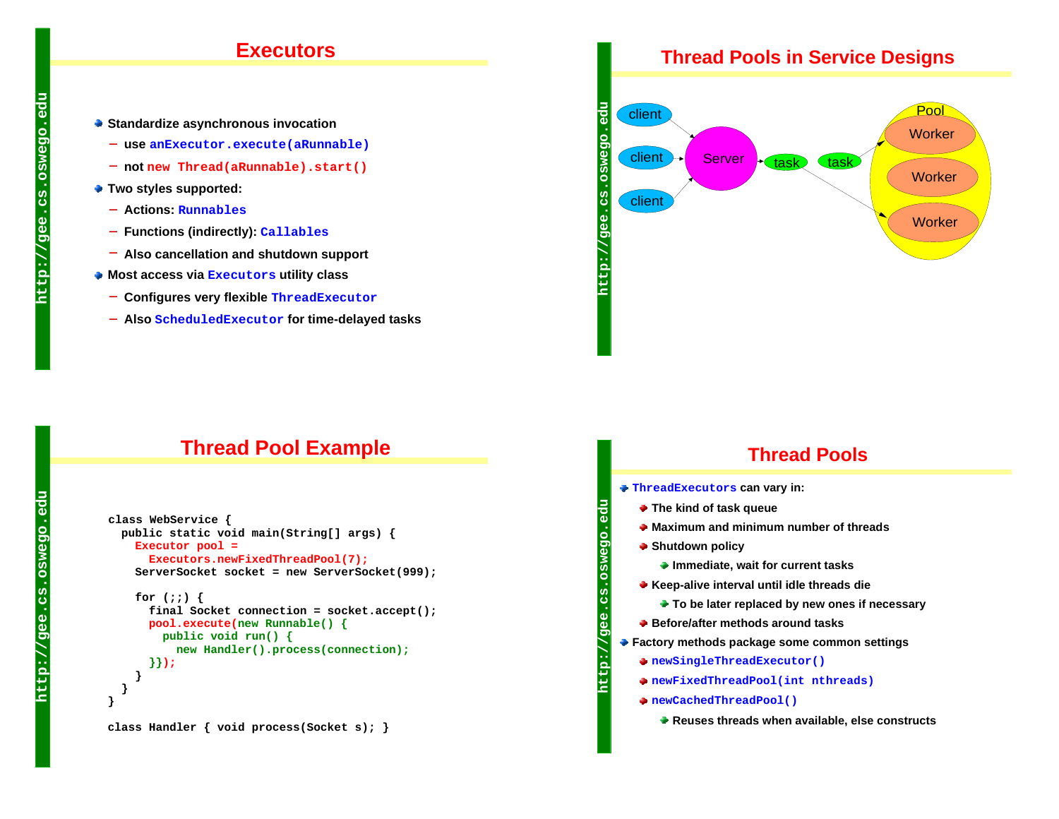## Executors

- Standardize asynchronous invocation
  - use `anExecutor.execute(aRunnable)`
  - not `new Thread(aRunnable).start()`
- Two styles supported:
  - Actions: `Runnables`
  - Functions (indirectly): `Callables`
  - Also cancellation and shutdown support
- Most access via `Executors` utility class
  - Configures very flexible `ThreadExecutor`
  - Also `ScheduledExecutor` for time-delayed tasks

## Thread Pools in Service Designs

client → Server → task → Pool (Worker, Worker, Worker)

## Thread Pool Example

```
class WebService {
  public static void main(String[] args) {
    Executor pool =
      Executors.newFixedThreadPool(7);
    ServerSocket socket = new ServerSocket(999);

    for (;;) {
      final Socket connection = socket.accept();
      pool.execute(new Runnable() {
        public void run() {
          new Handler().process(connection);
      }});
    }
  }
}

class Handler { void process(Socket s); }
```

## Thread Pools

- `ThreadExecutors` can vary in:
  - The kind of task queue
  - Maximum and minimum number of threads
  - Shutdown policy
    - Immediate, wait for current tasks
  - Keep-alive interval until idle threads die
    - To be later replaced by new ones if necessary
  - Before/after methods around tasks
- Factory methods package some common settings
  - `newSingleThreadExecutor()`
  - `newFixedThreadPool(int nthreads)`
  - `newCachedThreadPool()`
    - Reuses threads when available, else constructs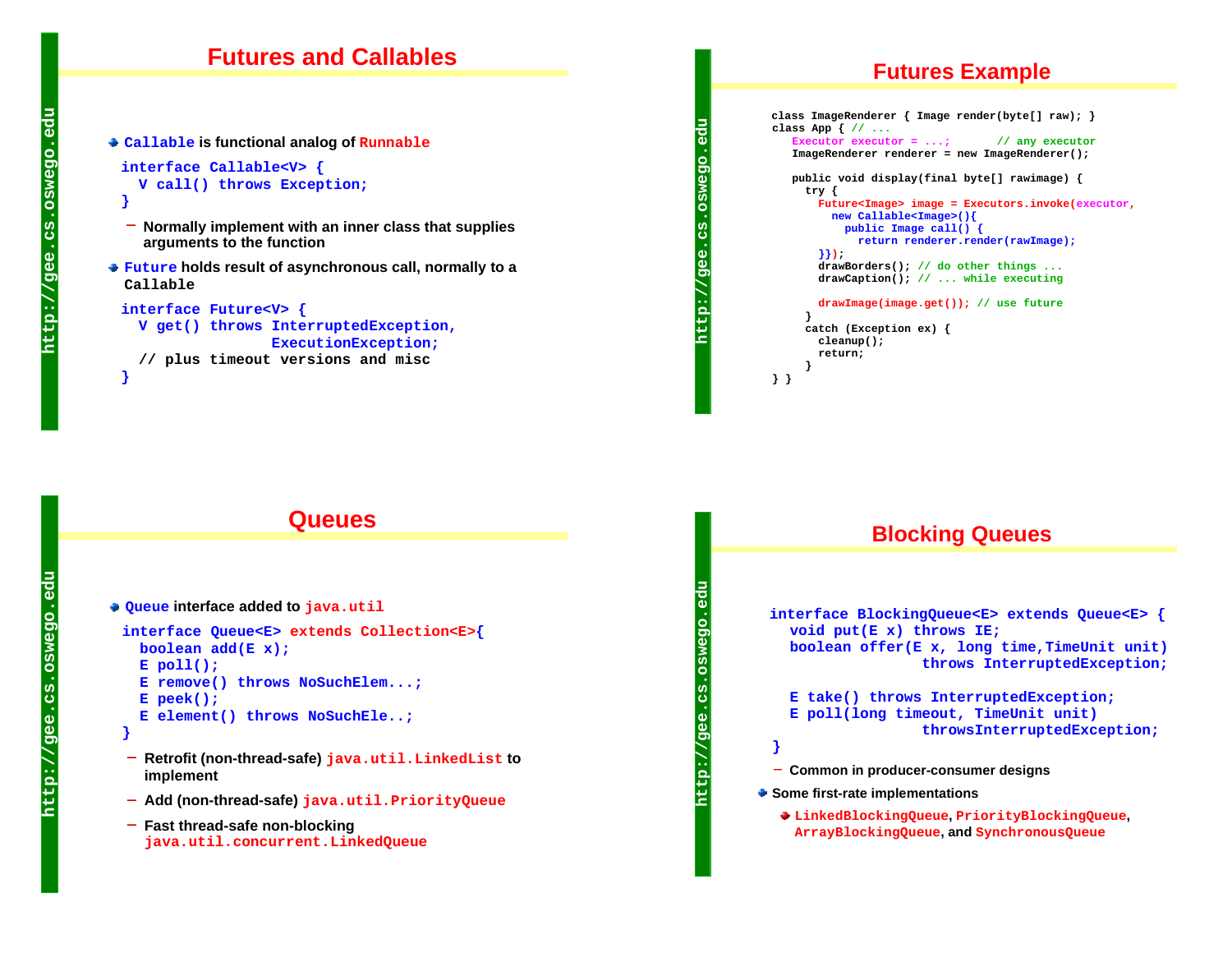## Futures and Callables

- `Callable` is functional analog of `Runnable`

```
interface Callable<V> {
  V call() throws Exception;
}
```

  - Normally implement with an inner class that supplies arguments to the function

- `Future` holds result of asynchronous call, normally to a `Callable`

```
interface Future<V> {
  V get() throws InterruptedException,
               ExecutionException;
  // plus timeout versions and misc
}
```

## Futures Example

```
class ImageRenderer { Image render(byte[] raw); }
class App { // ...
   Executor executor = ...;       // any executor
   ImageRenderer renderer = new ImageRenderer();

   public void display(final byte[] rawimage) {
     try {
       Future<Image> image = Executors.invoke(executor,
         new Callable<Image>(){
           public Image call() {
             return renderer.render(rawImage);
       }});
       drawBorders(); // do other things ...
       drawCaption(); // ... while executing

       drawImage(image.get()); // use future
     }
     catch (Exception ex) {
       cleanup();
       return;
     }
} }
```

## Queues

- `Queue` interface added to `java.util`

```
interface Queue<E> extends Collection<E>{
  boolean add(E x);
  E poll();
  E remove() throws NoSuchElem...;
  E peek();
  E element() throws NoSuchEle..;
}
```

  - Retrofit (non-thread-safe) `java.util.LinkedList` to implement
  - Add (non-thread-safe) `java.util.PriorityQueue`
  - Fast thread-safe non-blocking `java.util.concurrent.LinkedQueue`

## Blocking Queues

```
interface BlockingQueue<E> extends Queue<E> {
  void put(E x) throws IE;
  boolean offer(E x, long time,TimeUnit unit)
               throws InterruptedException;

  E take() throws InterruptedException;
  E poll(long timeout, TimeUnit unit)
               throwsInterruptedException;
}
```

  - Common in producer-consumer designs

- Some first-rate implementations
  - `LinkedBlockingQueue`, `PriorityBlockingQueue`, `ArrayBlockingQueue`, and `SynchronousQueue`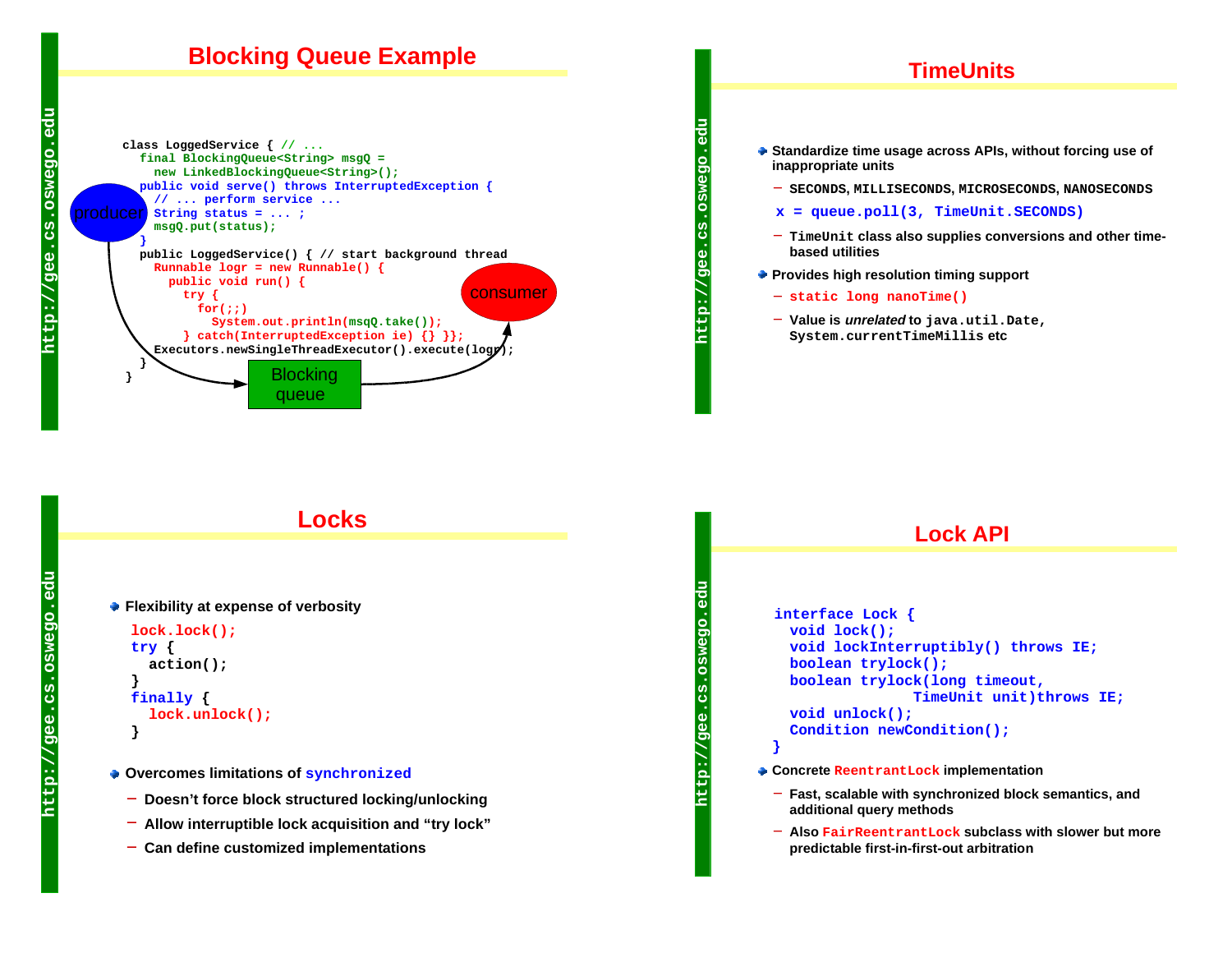## Blocking Queue Example

```
class LoggedService { // ...
  final BlockingQueue<String> msgQ =
    new LinkedBlockingQueue<String>();
  public void serve() throws InterruptedException {
    // ... perform service ...
    String status = ... ;
    msgQ.put(status);
  }
  public LoggedService() { // start background thread
    Runnable logr = new Runnable() {
      public void run() {
        try {
          for(;;)
            System.out.println(msgQ.take());
        } catch(InterruptedException ie) {} }};
    Executors.newSingleThreadExecutor().execute(logr);
  }
}
```

producer → Blocking queue → consumer

## TimeUnits

- Standardize time usage across APIs, without forcing use of inappropriate units
  - SECONDS, MILLISECONDS, MICROSECONDS, NANOSECONDS

    `x = queue.poll(3, TimeUnit.SECONDS)`
  - `TimeUnit` class also supplies conversions and other time-based utilities
- Provides high resolution timing support
  - `static long nanoTime()`
  - Value is *unrelated* to `java.util.Date`, `System.currentTimeMillis` etc

## Locks

- Flexibility at expense of verbosity

```
lock.lock();
try {
  action();
}
finally {
  lock.unlock();
}
```

- Overcomes limitations of `synchronized`
  - Doesn't force block structured locking/unlocking
  - Allow interruptible lock acquisition and "try lock"
  - Can define customized implementations

## Lock API

```
interface Lock {
  void lock();
  void lockInterruptibly() throws IE;
  boolean trylock();
  boolean trylock(long timeout,
                 TimeUnit unit)throws IE;
  void unlock();
  Condition newCondition();
}
```

- Concrete `ReentrantLock` implementation
  - Fast, scalable with synchronized block semantics, and additional query methods
  - Also `FairReentrantLock` subclass with slower but more predictable first-in-first-out arbitration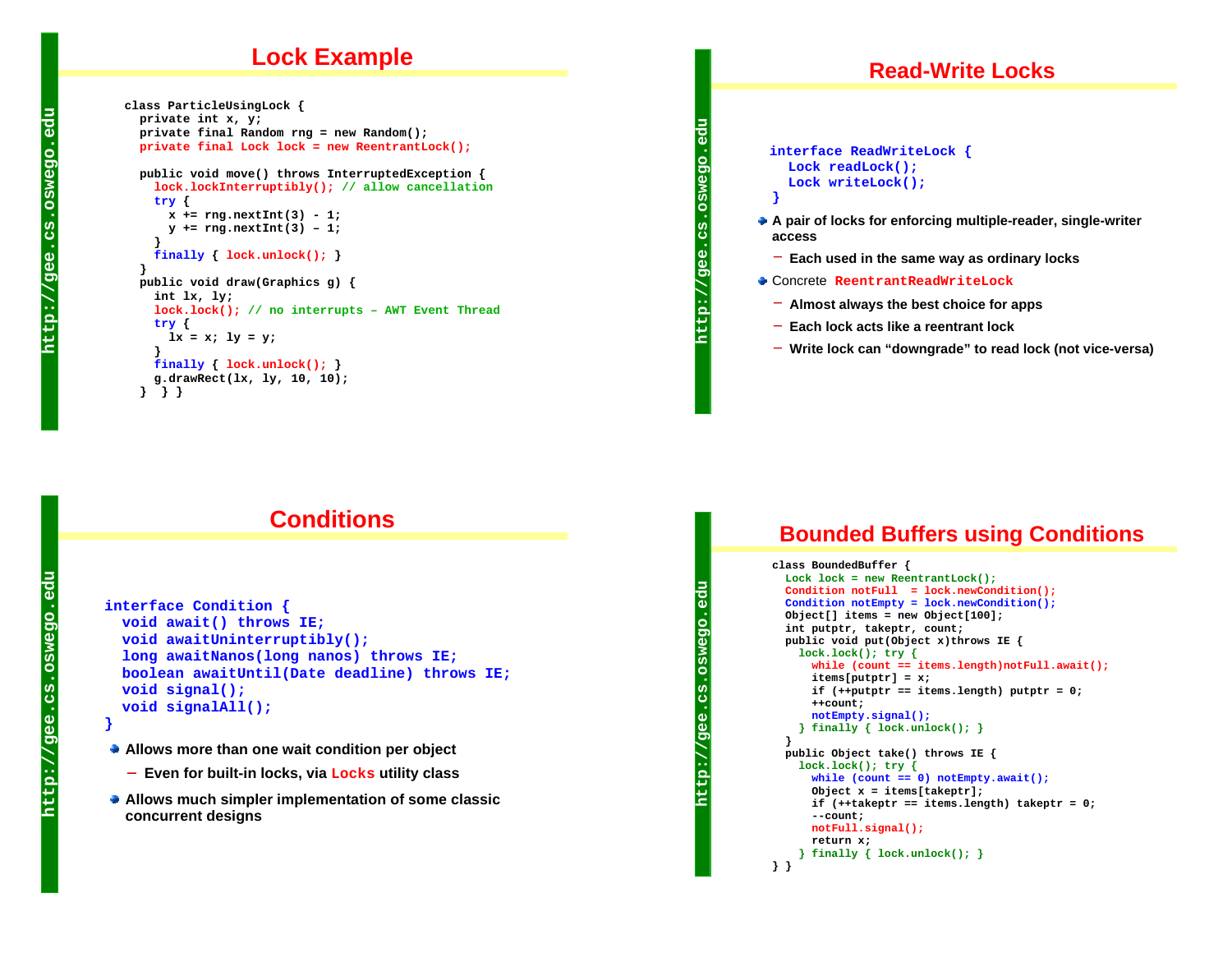# Lock Example

```java
class ParticleUsingLock {
  private int x, y;
  private final Random rng = new Random();
  private final Lock lock = new ReentrantLock();

  public void move() throws InterruptedException {
    lock.lockInterruptibly(); // allow cancellation
    try {
      x += rng.nextInt(3) - 1;
      y += rng.nextInt(3) – 1;
    }
    finally { lock.unlock(); }
  }
  public void draw(Graphics g) {
    int lx, ly;
    lock.lock(); // no interrupts – AWT Event Thread
    try {
      lx = x; ly = y;
    }
    finally { lock.unlock(); }
    g.drawRect(lx, ly, 10, 10);
  }  } }
```

# Read-Write Locks

```java
interface ReadWriteLock {
  Lock readLock();
  Lock writeLock();
}
```

- **A pair of locks for enforcing multiple-reader, single-writer access**
  - **Each used in the same way as ordinary locks**
- Concrete `ReentrantReadWriteLock`
  - **Almost always the best choice for apps**
  - **Each lock acts like a reentrant lock**
  - **Write lock can "downgrade" to read lock (not vice-versa)**

# Conditions

```java
interface Condition {
  void await() throws IE;
  void awaitUninterruptibly();
  long awaitNanos(long nanos) throws IE;
  boolean awaitUntil(Date deadline) throws IE;
  void signal();
  void signalAll();
}
```

- **Allows more than one wait condition per object**
  - **Even for built-in locks, via `Locks` utility class**
- **Allows much simpler implementation of some classic concurrent designs**

# Bounded Buffers using Conditions

```java
class BoundedBuffer {
  Lock lock = new ReentrantLock();
  Condition notFull  = lock.newCondition();
  Condition notEmpty = lock.newCondition();
  Object[] items = new Object[100];
  int putptr, takeptr, count;
  public void put(Object x)throws IE {
    lock.lock(); try {
      while (count == items.length)notFull.await();
      items[putptr] = x;
      if (++putptr == items.length) putptr = 0;
      ++count;
      notEmpty.signal();
    } finally { lock.unlock(); }
  }
  public Object take() throws IE {
    lock.lock(); try {
      while (count == 0) notEmpty.await();
      Object x = items[takeptr];
      if (++takeptr == items.length) takeptr = 0;
      --count;
      notFull.signal();
      return x;
    } finally { lock.unlock(); }
} }
```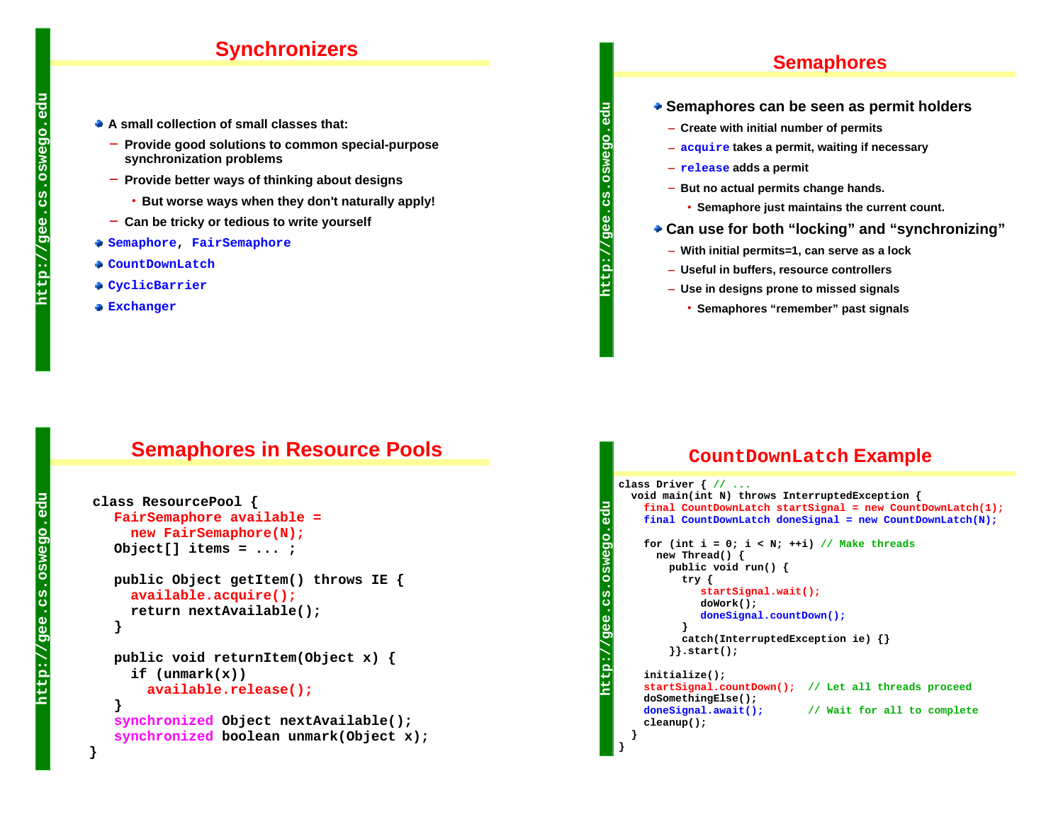## Synchronizers

- A small collection of small classes that:
  - Provide good solutions to common special-purpose synchronization problems
  - Provide better ways of thinking about designs
    - But worse ways when they don't naturally apply!
  - Can be tricky or tedious to write yourself
- `Semaphore`, `FairSemaphore`
- `CountDownLatch`
- `CyclicBarrier`
- `Exchanger`

## Semaphores

- Semaphores can be seen as permit holders
  - Create with initial number of permits
  - `acquire` takes a permit, waiting if necessary
  - `release` adds a permit
  - But no actual permits change hands.
    - Semaphore just maintains the current count.
- Can use for both "locking" and "synchronizing"
  - With initial permits=1, can serve as a lock
  - Useful in buffers, resource controllers
  - Use in designs prone to missed signals
    - Semaphores "remember" past signals

## Semaphores in Resource Pools

```
class ResourcePool {
   FairSemaphore available =
     new FairSemaphore(N);
   Object[] items = ... ;

   public Object getItem() throws IE {
     available.acquire();
     return nextAvailable();
   }

   public void returnItem(Object x) {
     if (unmark(x))
       available.release();
   }
   synchronized Object nextAvailable();
   synchronized boolean unmark(Object x);
}
```

## CountDownLatch Example

```
class Driver { // ...
  void main(int N) throws InterruptedException {
    final CountDownLatch startSignal = new CountDownLatch(1);
    final CountDownLatch doneSignal = new CountDownLatch(N);

    for (int i = 0; i < N; ++i) // Make threads
      new Thread() {
        public void run() {
          try {
             startSignal.wait();
             doWork();
             doneSignal.countDown();
          }
          catch(InterruptedException ie) {}
        }}.start();

    initialize();
    startSignal.countDown();  // Let all threads proceed
    doSomethingElse();
    doneSignal.await();       // Wait for all to complete
    cleanup();
  }
}
```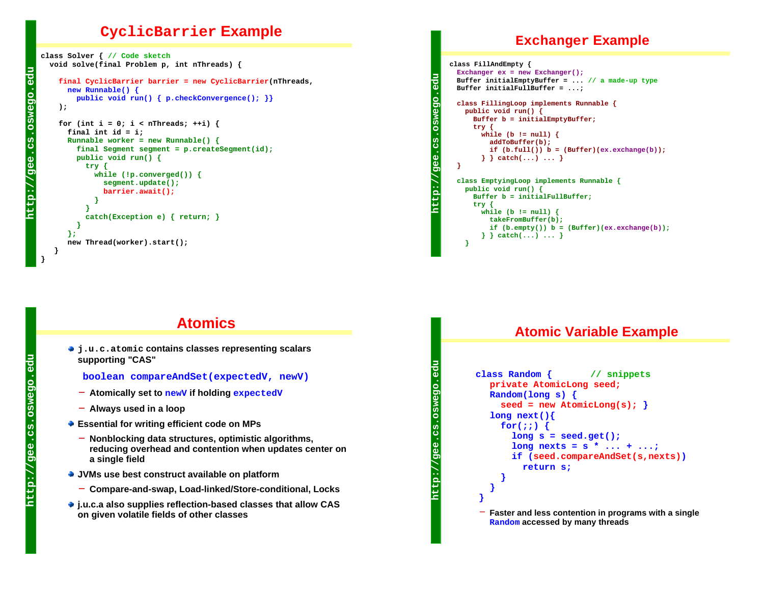## CyclicBarrier Example

```
class Solver { // Code sketch
  void solve(final Problem p, int nThreads) {

    final CyclicBarrier barrier = new CyclicBarrier(nThreads,
      new Runnable() {
        public void run() { p.checkConvergence(); }}
    );

    for (int i = 0; i < nThreads; ++i) {
      final int id = i;
      Runnable worker = new Runnable() {
        final Segment segment = p.createSegment(id);
        public void run() {
          try {
            while (!p.converged()) {
              segment.update();
              barrier.await();
            }
          }
          catch(Exception e) { return; }
        }
      };
      new Thread(worker).start();
   }
}
```

## Exchanger Example

```
class FillAndEmpty {
  Exchanger ex = new Exchanger();
  Buffer initialEmptyBuffer = ... // a made-up type
  Buffer initialFullBuffer = ...;

  class FillingLoop implements Runnable {
    public void run() {
      Buffer b = initialEmptyBuffer;
      try {
        while (b != null) {
          addToBuffer(b);
          if (b.full()) b = (Buffer)(ex.exchange(b));
        } } catch(...) ... }
  }

  class EmptyingLoop implements Runnable {
    public void run() {
      Buffer b = initialFullBuffer;
      try {
        while (b != null) {
          takeFromBuffer(b);
          if (b.empty()) b = (Buffer)(ex.exchange(b));
        } } catch(...) ... }
  }
```

## Atomics

- `j.u.c.atomic` contains classes representing scalars supporting "CAS"

  `boolean compareAndSet(expectedV, newV)`

  - Atomically set to `newV` if holding `expectedV`
  - Always used in a loop
- Essential for writing efficient code on MPs
  - Nonblocking data structures, optimistic algorithms, reducing overhead and contention when updates center on a single field
- JVMs use best construct available on platform
  - Compare-and-swap, Load-linked/Store-conditional, Locks
- j.u.c.a also supplies reflection-based classes that allow CAS on given volatile fields of other classes

## Atomic Variable Example

```
class Random {       // snippets
  private AtomicLong seed;
  Random(long s) {
    seed = new AtomicLong(s); }
  long next(){
    for(;;) {
      long s = seed.get();
      long nexts = s * ... + ...;
      if (seed.compareAndSet(s,nexts))
        return s;
    }
  }
}
```

- Faster and less contention in programs with a single `Random` accessed by many threads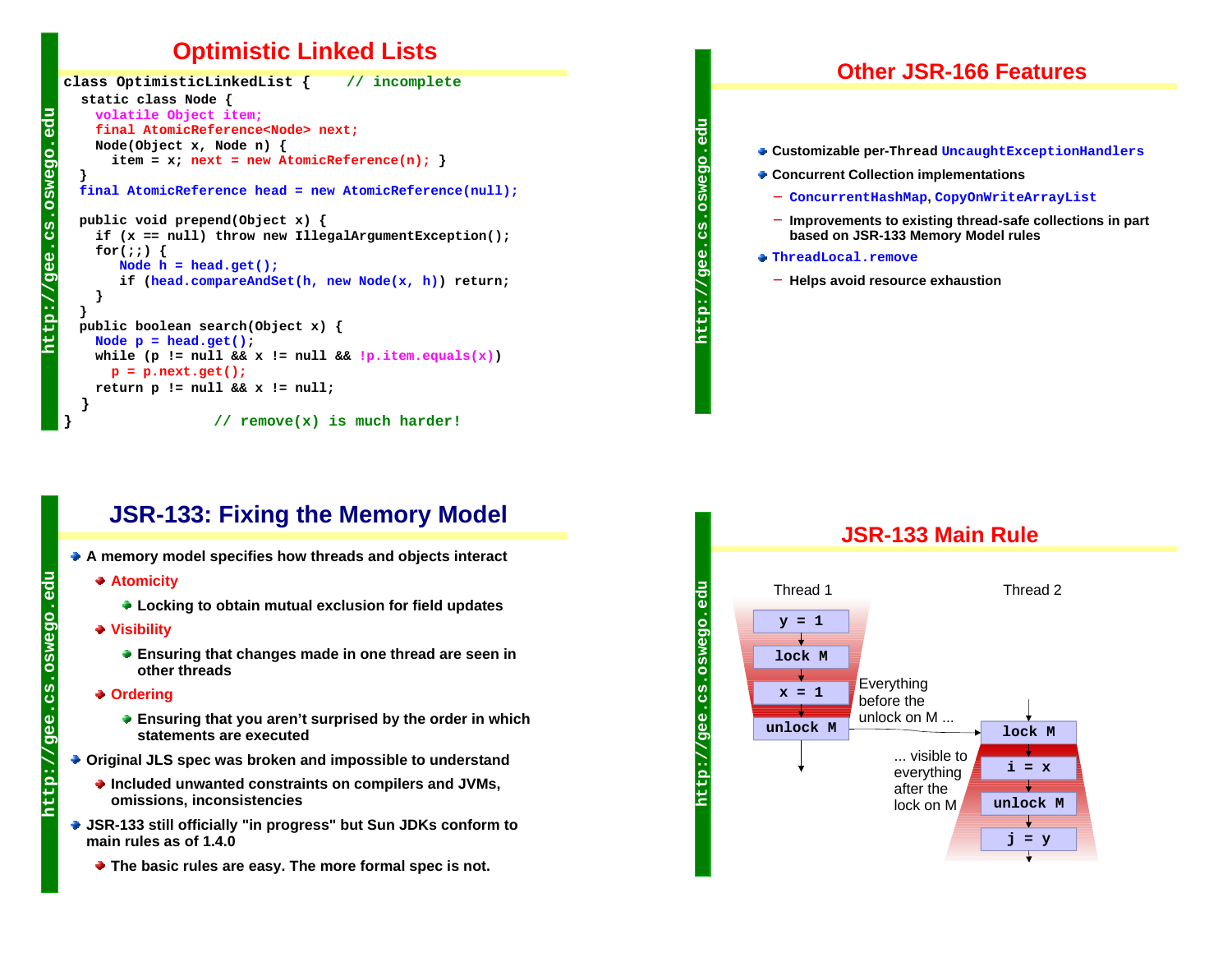## Optimistic Linked Lists

```
class OptimisticLinkedList {     // incomplete
  static class Node {
    volatile Object item;
    final AtomicReference<Node> next;
    Node(Object x, Node n) {
      item = x; next = new AtomicReference(n); }
  }
  final AtomicReference head = new AtomicReference(null);

  public void prepend(Object x) {
    if (x == null) throw new IllegalArgumentException();
    for(;;) {
       Node h = head.get();
       if (head.compareAndSet(h, new Node(x, h))) return;
    }
  }
  public boolean search(Object x) {
    Node p = head.get();
    while (p != null && x != null && !p.item.equals(x))
      p = p.next.get();
    return p != null && x != null;
  }
}                  // remove(x) is much harder!
```

## Other JSR-166 Features

- Customizable per-Thread `UncaughtExceptionHandlers`
- Concurrent Collection implementations
  - `ConcurrentHashMap`, `CopyOnWriteArrayList`
  - Improvements to existing thread-safe collections in part based on JSR-133 Memory Model rules
- `ThreadLocal.remove`
  - Helps avoid resource exhaustion

## JSR-133: Fixing the Memory Model

- A memory model specifies how threads and objects interact
  - Atomicity
    - Locking to obtain mutual exclusion for field updates
  - Visibility
    - Ensuring that changes made in one thread are seen in other threads
  - Ordering
    - Ensuring that you aren't surprised by the order in which statements are executed
- Original JLS spec was broken and impossible to understand
  - Included unwanted constraints on compilers and JVMs, omissions, inconsistencies
- JSR-133 still officially "in progress" but Sun JDKs conform to main rules as of 1.4.0
  - The basic rules are easy. The more formal spec is not.

## JSR-133 Main Rule

Thread 1: `y = 1` → `lock M` → `x = 1` → `unlock M`

Thread 2: `lock M` → `i = x` → `unlock M` → `j = y`

Everything before the unlock on M ... visible to everything after the lock on M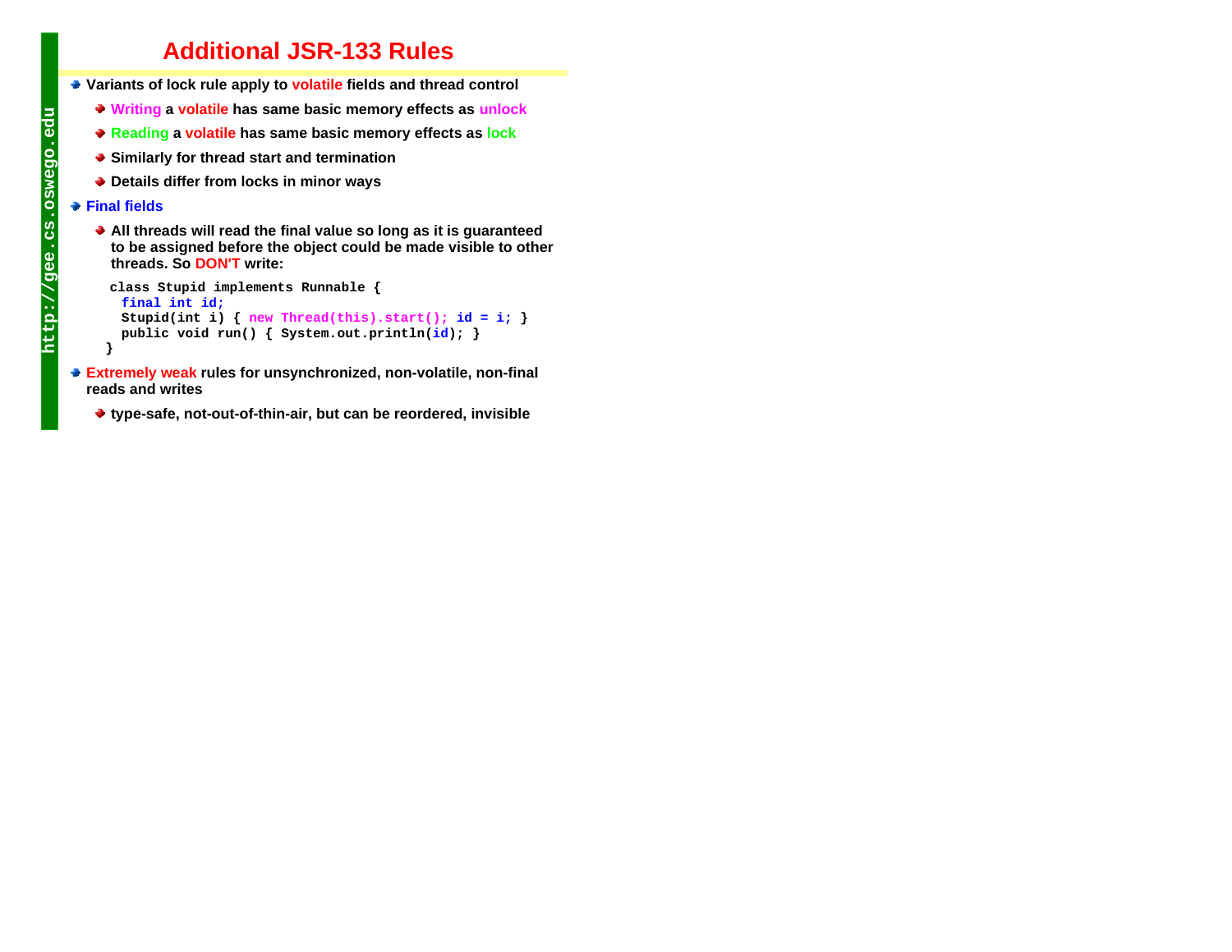# Additional JSR-133 Rules

- Variants of lock rule apply to volatile fields and thread control
  - Writing a volatile has same basic memory effects as unlock
  - Reading a volatile has same basic memory effects as lock
  - Similarly for thread start and termination
  - Details differ from locks in minor ways
- Final fields
  - All threads will read the final value so long as it is guaranteed to be assigned before the object could be made visible to other threads. So DON'T write:

```
class Stupid implements Runnable {
  final int id;
  Stupid(int i) { new Thread(this).start(); id = i; }
  public void run() { System.out.println(id); }
}
```

- Extremely weak rules for unsynchronized, non-volatile, non-final reads and writes
  - type-safe, not-out-of-thin-air, but can be reordered, invisible